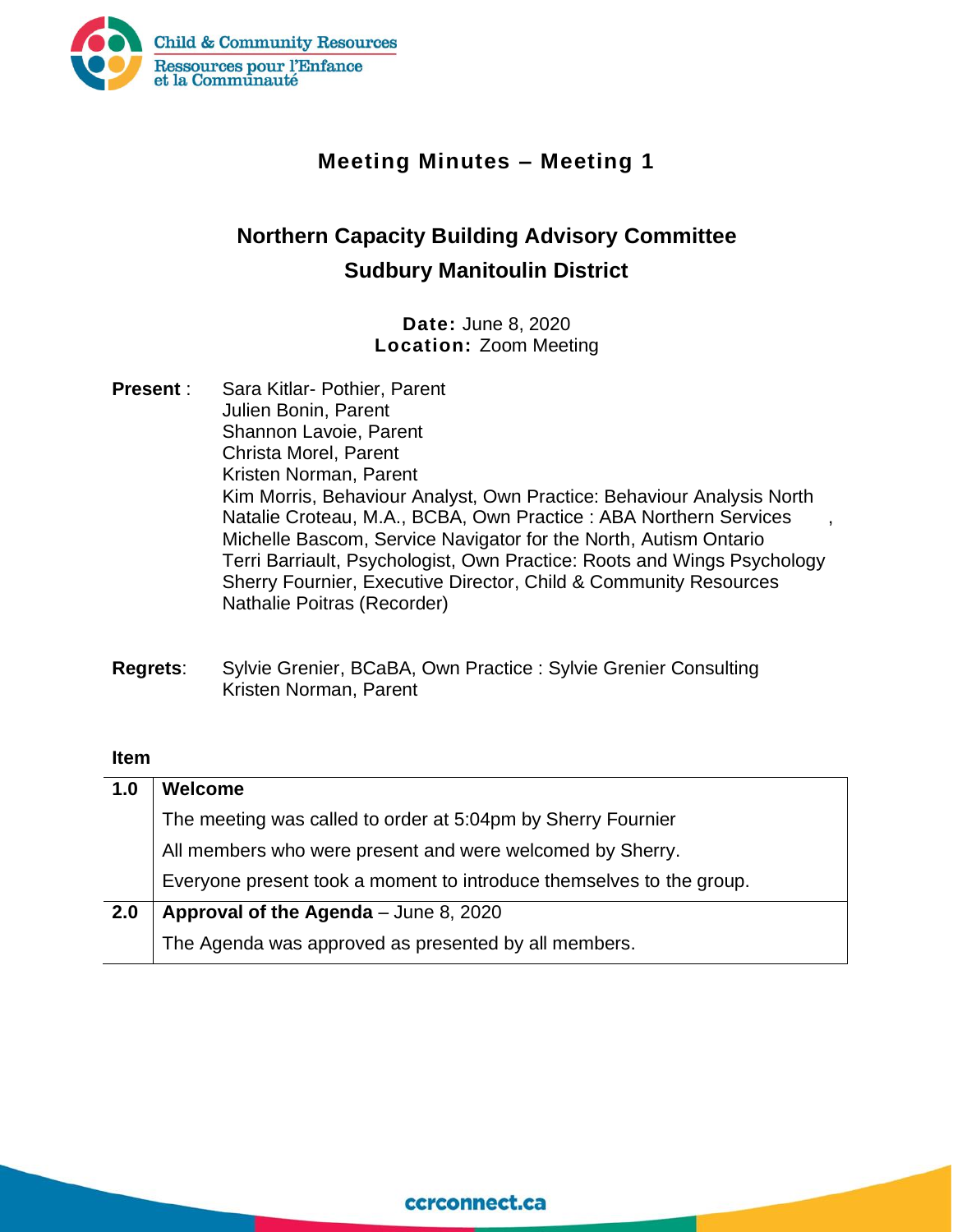# Meeting Minutes – Meeting 1

## Northern Capacity Building Advisory Committee
## Sudbury Manitoulin District

**Date:** June 8, 2020
**Location:** Zoom Meeting

**Present** :
Sara Kitlar- Pothier, Parent
Julien Bonin, Parent
Shannon Lavoie, Parent
Christa Morel, Parent
Kristen Norman, Parent
Kim Morris, Behaviour Analyst, Own Practice: Behaviour Analysis North
Natalie Croteau, M.A., BCBA, Own Practice : ABA Northern Services ,
Michelle Bascom, Service Navigator for the North, Autism Ontario
Terri Barriault, Psychologist, Own Practice: Roots and Wings Psychology
Sherry Fournier, Executive Director, Child & Community Resources
Nathalie Poitras (Recorder)

**Regrets**:
Sylvie Grenier, BCaBA, Own Practice : Sylvie Grenier Consulting
Kristen Norman, Parent

**Item**

| | |
|---|---|
| **1.0** | **Welcome** |
| | The meeting was called to order at 5:04pm by Sherry Fournier |
| | All members who were present and were welcomed by Sherry. |
| | Everyone present took a moment to introduce themselves to the group. |
| **2.0** | **Approval of the Agenda** – June 8, 2020 |
| | The Agenda was approved as presented by all members. |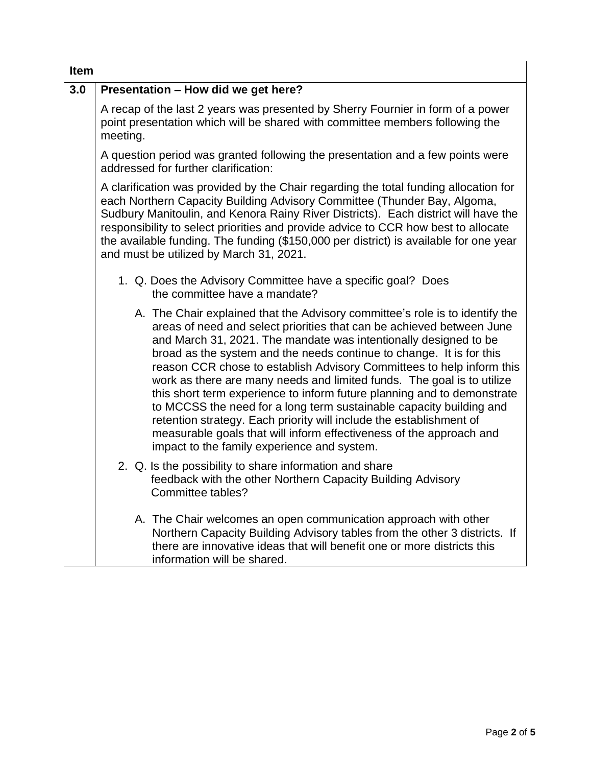| Item | |
|---|---|
| **3.0** | **Presentation – How did we get here?** |

A recap of the last 2 years was presented by Sherry Fournier in form of a power point presentation which will be shared with committee members following the meeting.

A question period was granted following the presentation and a few points were addressed for further clarification:

A clarification was provided by the Chair regarding the total funding allocation for each Northern Capacity Building Advisory Committee (Thunder Bay, Algoma, Sudbury Manitoulin, and Kenora Rainy River Districts). Each district will have the responsibility to select priorities and provide advice to CCR how best to allocate the available funding. The funding ($150,000 per district) is available for one year and must be utilized by March 31, 2021.

1. Q. Does the Advisory Committee have a specific goal? Does the committee have a mandate?

   A. The Chair explained that the Advisory committee's role is to identify the areas of need and select priorities that can be achieved between June and March 31, 2021. The mandate was intentionally designed to be broad as the system and the needs continue to change. It is for this reason CCR chose to establish Advisory Committees to help inform this work as there are many needs and limited funds. The goal is to utilize this short term experience to inform future planning and to demonstrate to MCCSS the need for a long term sustainable capacity building and retention strategy. Each priority will include the establishment of measurable goals that will inform effectiveness of the approach and impact to the family experience and system.

2. Q. Is the possibility to share information and share feedback with the other Northern Capacity Building Advisory Committee tables?

   A. The Chair welcomes an open communication approach with other Northern Capacity Building Advisory tables from the other 3 districts. If there are innovative ideas that will benefit one or more districts this information will be shared.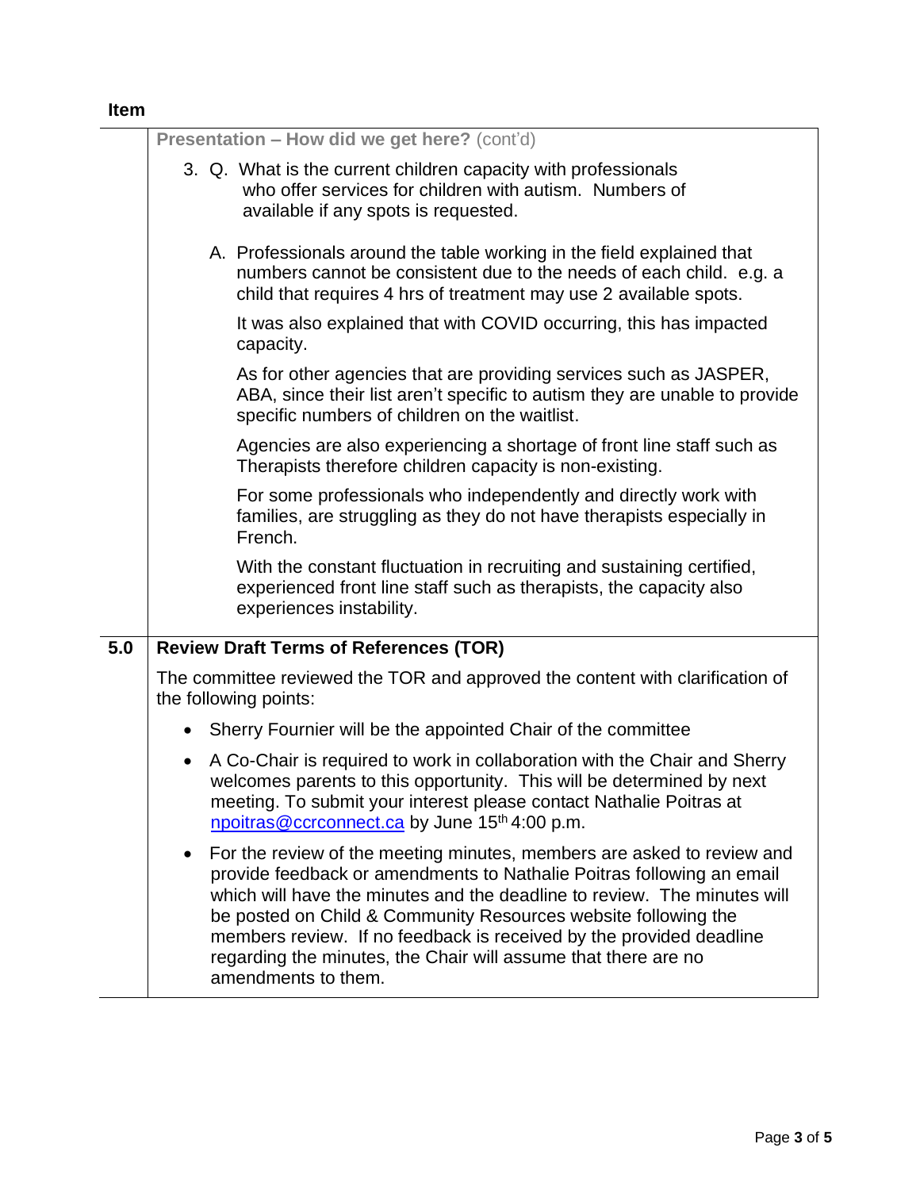| Item | |
|---|---|
| | **Presentation – How did we get here?** (cont'd) |

3. Q. What is the current children capacity with professionals who offer services for children with autism. Numbers of available if any spots is requested.

   A. Professionals around the table working in the field explained that numbers cannot be consistent due to the needs of each child. e.g. a child that requires 4 hrs of treatment may use 2 available spots.

   It was also explained that with COVID occurring, this has impacted capacity.

   As for other agencies that are providing services such as JASPER, ABA, since their list aren't specific to autism they are unable to provide specific numbers of children on the waitlist.

   Agencies are also experiencing a shortage of front line staff such as Therapists therefore children capacity is non-existing.

   For some professionals who independently and directly work with families, are struggling as they do not have therapists especially in French.

   With the constant fluctuation in recruiting and sustaining certified, experienced front line staff such as therapists, the capacity also experiences instability.

## 5.0 Review Draft Terms of References (TOR)

The committee reviewed the TOR and approved the content with clarification of the following points:

- Sherry Fournier will be the appointed Chair of the committee
- A Co-Chair is required to work in collaboration with the Chair and Sherry welcomes parents to this opportunity. This will be determined by next meeting. To submit your interest please contact Nathalie Poitras at npoitras@ccrconnect.ca by June 15th 4:00 p.m.
- For the review of the meeting minutes, members are asked to review and provide feedback or amendments to Nathalie Poitras following an email which will have the minutes and the deadline to review. The minutes will be posted on Child & Community Resources website following the members review. If no feedback is received by the provided deadline regarding the minutes, the Chair will assume that there are no amendments to them.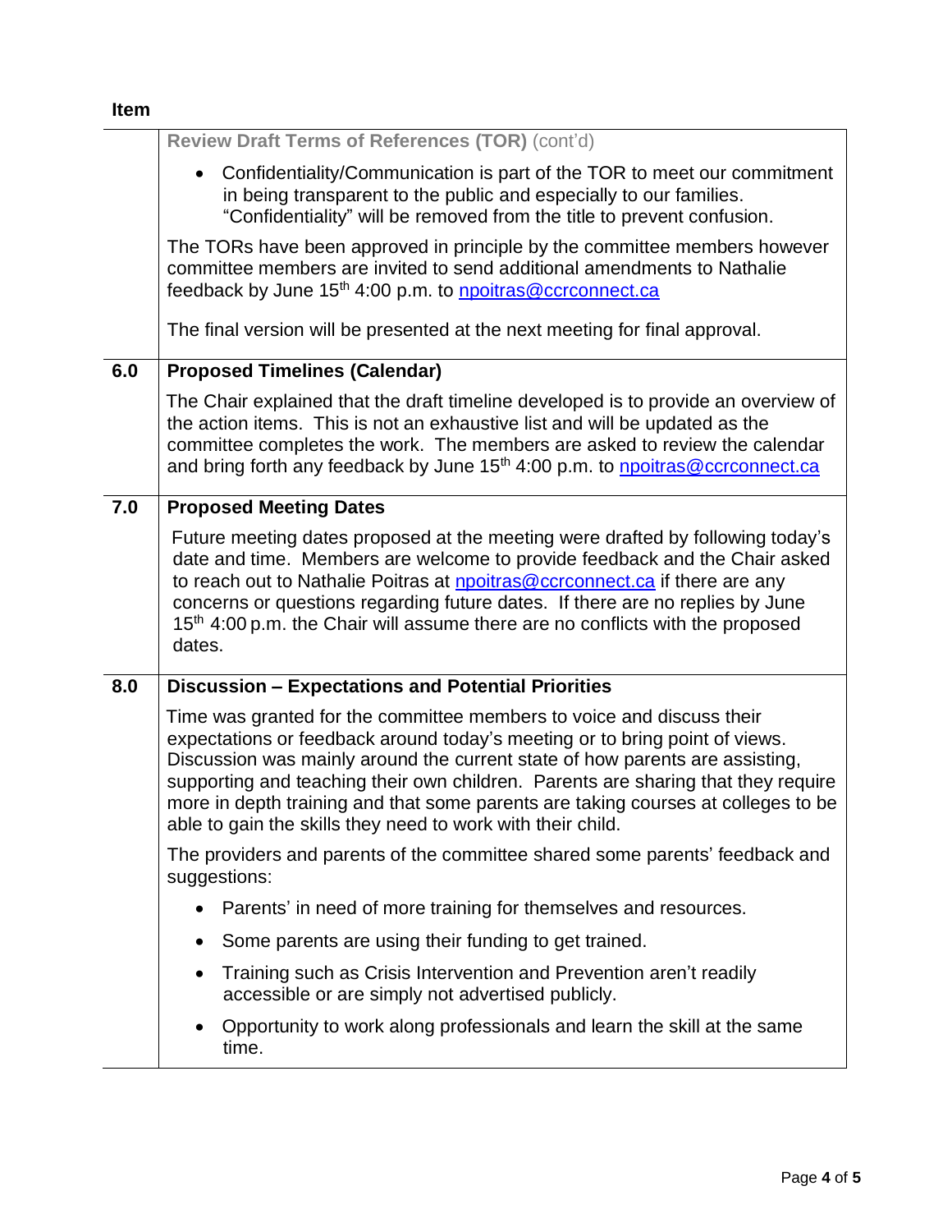**Item**

| | **Review Draft Terms of References (TOR)** (cont'd) |
|---|---|
| | • Confidentiality/Communication is part of the TOR to meet our commitment in being transparent to the public and especially to our families. "Confidentiality" will be removed from the title to prevent confusion.<br><br>The TORs have been approved in principle by the committee members however committee members are invited to send additional amendments to Nathalie feedback by June 15th 4:00 p.m. to npoitras@ccrconnect.ca<br><br>The final version will be presented at the next meeting for final approval. |
| **6.0** | **Proposed Timelines (Calendar)**<br><br>The Chair explained that the draft timeline developed is to provide an overview of the action items. This is not an exhaustive list and will be updated as the committee completes the work. The members are asked to review the calendar and bring forth any feedback by June 15th 4:00 p.m. to npoitras@ccrconnect.ca |
| **7.0** | **Proposed Meeting Dates**<br><br>Future meeting dates proposed at the meeting were drafted by following today's date and time. Members are welcome to provide feedback and the Chair asked to reach out to Nathalie Poitras at npoitras@ccrconnect.ca if there are any concerns or questions regarding future dates. If there are no replies by June 15th 4:00 p.m. the Chair will assume there are no conflicts with the proposed dates. |
| **8.0** | **Discussion – Expectations and Potential Priorities**<br><br>Time was granted for the committee members to voice and discuss their expectations or feedback around today's meeting or to bring point of views. Discussion was mainly around the current state of how parents are assisting, supporting and teaching their own children. Parents are sharing that they require more in depth training and that some parents are taking courses at colleges to be able to gain the skills they need to work with their child.<br><br>The providers and parents of the committee shared some parents' feedback and suggestions:<br><br>• Parents' in need of more training for themselves and resources.<br>• Some parents are using their funding to get trained.<br>• Training such as Crisis Intervention and Prevention aren't readily accessible or are simply not advertised publicly.<br>• Opportunity to work along professionals and learn the skill at the same time. |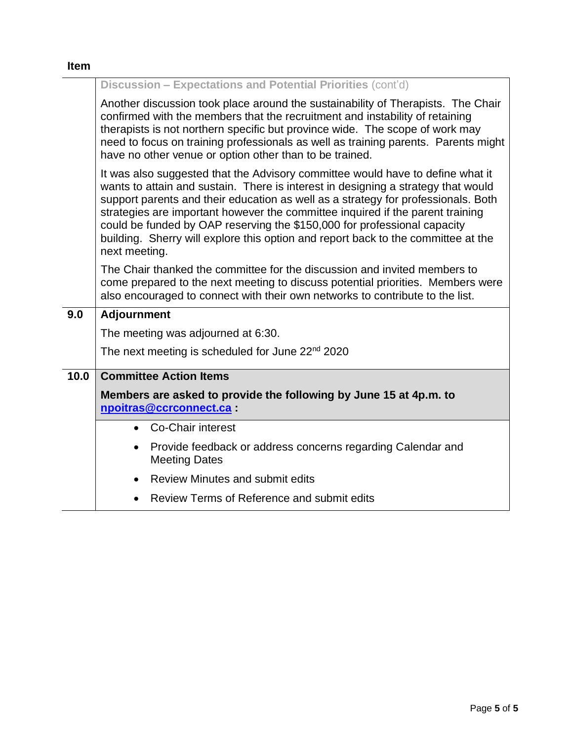**Item**

| | |
|---|---|
| | **Discussion – Expectations and Potential Priorities** (cont'd) |
| | Another discussion took place around the sustainability of Therapists. The Chair confirmed with the members that the recruitment and instability of retaining therapists is not northern specific but province wide. The scope of work may need to focus on training professionals as well as training parents. Parents might have no other venue or option other than to be trained. |
| | It was also suggested that the Advisory committee would have to define what it wants to attain and sustain. There is interest in designing a strategy that would support parents and their education as well as a strategy for professionals. Both strategies are important however the committee inquired if the parent training could be funded by OAP reserving the $150,000 for professional capacity building. Sherry will explore this option and report back to the committee at the next meeting. |
| | The Chair thanked the committee for the discussion and invited members to come prepared to the next meeting to discuss potential priorities. Members were also encouraged to connect with their own networks to contribute to the list. |
| **9.0** | **Adjournment** |
| | The meeting was adjourned at 6:30. |
| | The next meeting is scheduled for June 22nd 2020 |
| **10.0** | **Committee Action Items** |
| | **Members are asked to provide the following by June 15 at 4p.m. to npoitras@ccrconnect.ca :** |
| | • Co-Chair interest<br>• Provide feedback or address concerns regarding Calendar and Meeting Dates<br>• Review Minutes and submit edits<br>• Review Terms of Reference and submit edits |